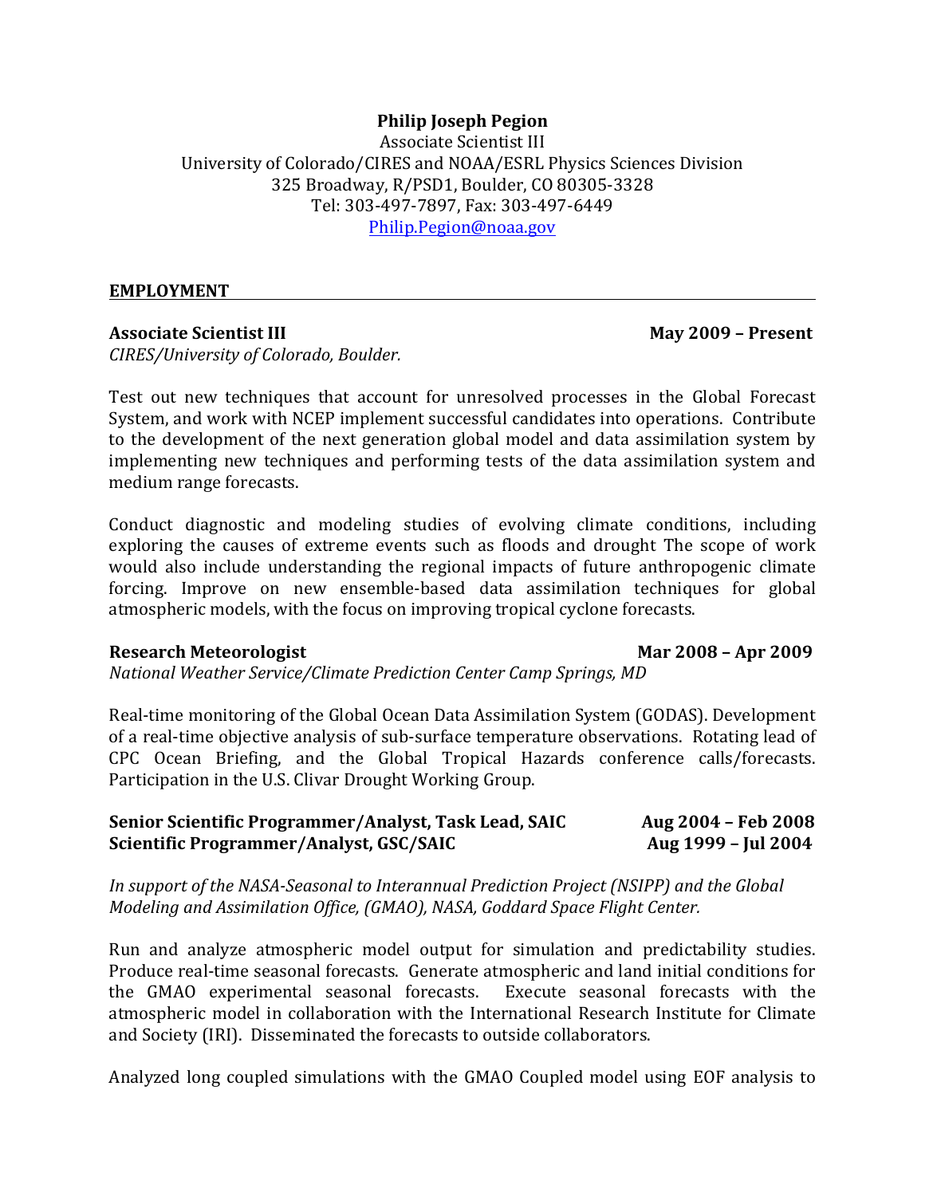**Philip Joseph Pegion**

Associate Scientist III

University of Colorado/CIRES and NOAA/ESRL Physics Sciences Division

325 Broadway, R/PSD1, Boulder, CO 80305-3328

Tel: 303-497-7897, Fax: 303-497-6449

Philip.Pegion@noaa.gov

## EMPLOYMENT

**Associate Scientist III** **May 2009 – Present**

*CIRES/University of Colorado, Boulder.*

Test out new techniques that account for unresolved processes in the Global Forecast System, and work with NCEP implement successful candidates into operations. Contribute to the development of the next generation global model and data assimilation system by implementing new techniques and performing tests of the data assimilation system and medium range forecasts.

Conduct diagnostic and modeling studies of evolving climate conditions, including exploring the causes of extreme events such as floods and drought The scope of work would also include understanding the regional impacts of future anthropogenic climate forcing. Improve on new ensemble-based data assimilation techniques for global atmospheric models, with the focus on improving tropical cyclone forecasts.

**Research Meteorologist** **Mar 2008 – Apr 2009**

*National Weather Service/Climate Prediction Center Camp Springs, MD*

Real-time monitoring of the Global Ocean Data Assimilation System (GODAS). Development of a real-time objective analysis of sub-surface temperature observations. Rotating lead of CPC Ocean Briefing, and the Global Tropical Hazards conference calls/forecasts. Participation in the U.S. Clivar Drought Working Group.

**Senior Scientific Programmer/Analyst, Task Lead, SAIC** **Aug 2004 – Feb 2008**

**Scientific Programmer/Analyst, GSC/SAIC** **Aug 1999 – Jul 2004**

*In support of the NASA-Seasonal to Interannual Prediction Project (NSIPP) and the Global Modeling and Assimilation Office, (GMAO), NASA, Goddard Space Flight Center.*

Run and analyze atmospheric model output for simulation and predictability studies. Produce real-time seasonal forecasts. Generate atmospheric and land initial conditions for the GMAO experimental seasonal forecasts. Execute seasonal forecasts with the atmospheric model in collaboration with the International Research Institute for Climate and Society (IRI). Disseminated the forecasts to outside collaborators.

Analyzed long coupled simulations with the GMAO Coupled model using EOF analysis to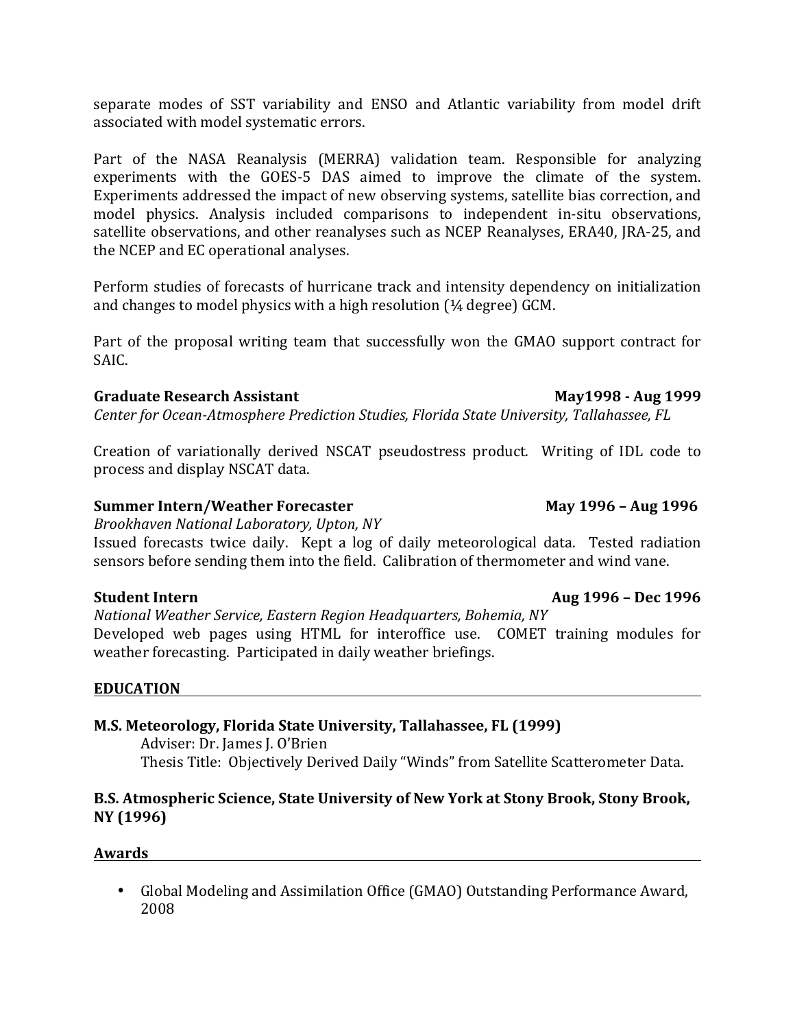separate modes of SST variability and ENSO and Atlantic variability from model drift associated with model systematic errors.

Part of the NASA Reanalysis (MERRA) validation team. Responsible for analyzing experiments with the GOES-5 DAS aimed to improve the climate of the system. Experiments addressed the impact of new observing systems, satellite bias correction, and model physics. Analysis included comparisons to independent in-situ observations, satellite observations, and other reanalyses such as NCEP Reanalyses, ERA40, JRA-25, and the NCEP and EC operational analyses.

Perform studies of forecasts of hurricane track and intensity dependency on initialization and changes to model physics with a high resolution (¼ degree) GCM.

Part of the proposal writing team that successfully won the GMAO support contract for SAIC.

**Graduate Research Assistant** **May1998 - Aug 1999**
*Center for Ocean-Atmosphere Prediction Studies, Florida State University, Tallahassee, FL*

Creation of variationally derived NSCAT pseudostress product. Writing of IDL code to process and display NSCAT data.

**Summer Intern/Weather Forecaster** **May 1996 – Aug 1996**
*Brookhaven National Laboratory, Upton, NY*
Issued forecasts twice daily. Kept a log of daily meteorological data. Tested radiation sensors before sending them into the field. Calibration of thermometer and wind vane.

**Student Intern** **Aug 1996 – Dec 1996**
*National Weather Service, Eastern Region Headquarters, Bohemia, NY*
Developed web pages using HTML for interoffice use. COMET training modules for weather forecasting. Participated in daily weather briefings.

## EDUCATION

**M.S. Meteorology, Florida State University, Tallahassee, FL (1999)**
Adviser: Dr. James J. O'Brien
Thesis Title: Objectively Derived Daily "Winds" from Satellite Scatterometer Data.

**B.S. Atmospheric Science, State University of New York at Stony Brook, Stony Brook, NY (1996)**

## Awards

- Global Modeling and Assimilation Office (GMAO) Outstanding Performance Award, 2008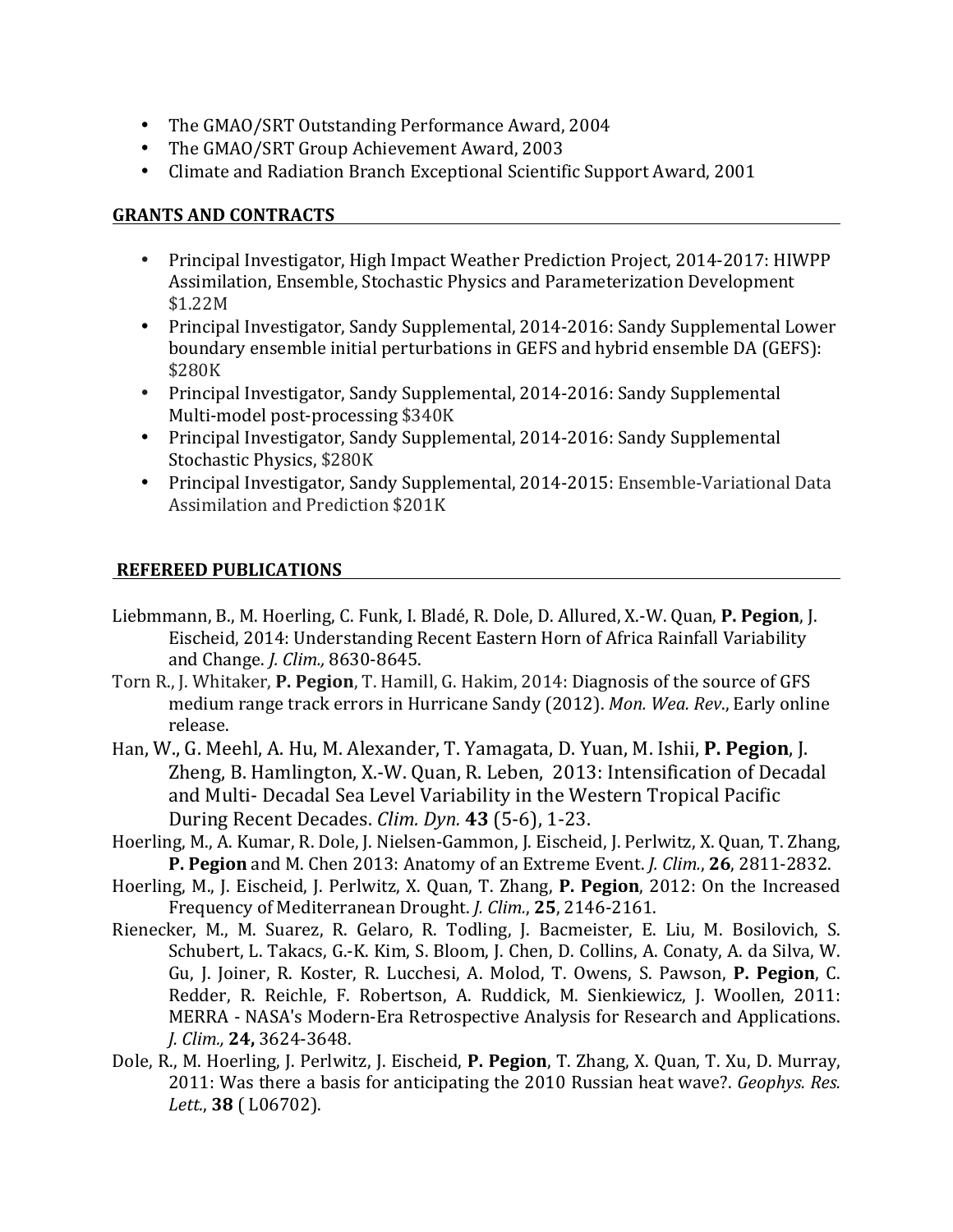- The GMAO/SRT Outstanding Performance Award, 2004
- The GMAO/SRT Group Achievement Award, 2003
- Climate and Radiation Branch Exceptional Scientific Support Award, 2001

## GRANTS AND CONTRACTS

- Principal Investigator, High Impact Weather Prediction Project, 2014-2017: HIWPP Assimilation, Ensemble, Stochastic Physics and Parameterization Development $1.22M
- Principal Investigator, Sandy Supplemental, 2014-2016: Sandy Supplemental Lower boundary ensemble initial perturbations in GEFS and hybrid ensemble DA (GEFS): $280K
- Principal Investigator, Sandy Supplemental, 2014-2016: Sandy Supplemental Multi-model post-processing $340K
- Principal Investigator, Sandy Supplemental, 2014-2016: Sandy Supplemental Stochastic Physics, $280K
- Principal Investigator, Sandy Supplemental, 2014-2015: Ensemble-Variational Data Assimilation and Prediction $201K

## REFEREED PUBLICATIONS

Liebmmann, B., M. Hoerling, C. Funk, I. Bladé, R. Dole, D. Allured, X.-W. Quan, **P. Pegion**, J. Eischeid, 2014: Understanding Recent Eastern Horn of Africa Rainfall Variability and Change. *J. Clim.,* 8630-8645.

Torn R., J. Whitaker, **P. Pegion**, T. Hamill, G. Hakim, 2014: Diagnosis of the source of GFS medium range track errors in Hurricane Sandy (2012). *Mon. Wea. Rev.*, Early online release.

Han, W., G. Meehl, A. Hu, M. Alexander, T. Yamagata, D. Yuan, M. Ishii, **P. Pegion**, J. Zheng, B. Hamlington, X.-W. Quan, R. Leben, 2013: Intensification of Decadal and Multi- Decadal Sea Level Variability in the Western Tropical Pacific During Recent Decades. *Clim. Dyn.* **43** (5-6), 1-23.

Hoerling, M., A. Kumar, R. Dole, J. Nielsen-Gammon, J. Eischeid, J. Perlwitz, X. Quan, T. Zhang, **P. Pegion** and M. Chen 2013: Anatomy of an Extreme Event. *J. Clim.*, **26**, 2811-2832.

Hoerling, M., J. Eischeid, J. Perlwitz, X. Quan, T. Zhang, **P. Pegion**, 2012: On the Increased Frequency of Mediterranean Drought. *J. Clim.*, **25**, 2146-2161.

Rienecker, M., M. Suarez, R. Gelaro, R. Todling, J. Bacmeister, E. Liu, M. Bosilovich, S. Schubert, L. Takacs, G.-K. Kim, S. Bloom, J. Chen, D. Collins, A. Conaty, A. da Silva, W. Gu, J. Joiner, R. Koster, R. Lucchesi, A. Molod, T. Owens, S. Pawson, **P. Pegion**, C. Redder, R. Reichle, F. Robertson, A. Ruddick, M. Sienkiewicz, J. Woollen, 2011: MERRA - NASA's Modern-Era Retrospective Analysis for Research and Applications. *J. Clim.,* **24,** 3624-3648.

Dole, R., M. Hoerling, J. Perlwitz, J. Eischeid, **P. Pegion**, T. Zhang, X. Quan, T. Xu, D. Murray, 2011: Was there a basis for anticipating the 2010 Russian heat wave?. *Geophys. Res. Lett.*, **38** ( L06702).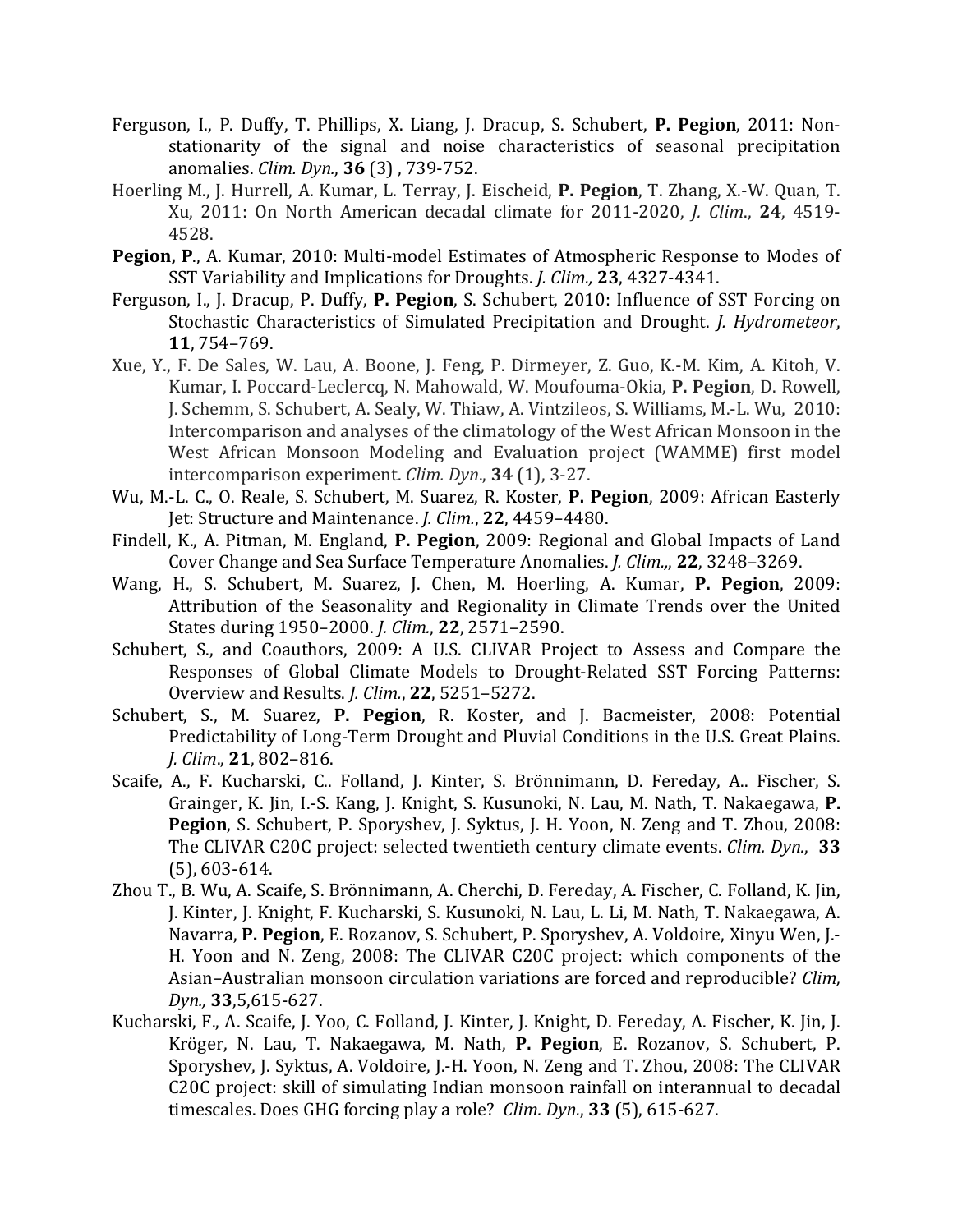Ferguson, I., P. Duffy, T. Phillips, X. Liang, J. Dracup, S. Schubert, **P. Pegion**, 2011: Non-stationarity of the signal and noise characteristics of seasonal precipitation anomalies. *Clim. Dyn.*, **36** (3) , 739-752.

Hoerling M., J. Hurrell, A. Kumar, L. Terray, J. Eischeid, **P. Pegion**, T. Zhang, X.-W. Quan, T. Xu, 2011: On North American decadal climate for 2011-2020, *J. Clim.*, **24**, 4519-4528.

**Pegion, P**., A. Kumar, 2010: Multi-model Estimates of Atmospheric Response to Modes of SST Variability and Implications for Droughts. *J. Clim.,* **23**, 4327-4341.

Ferguson, I., J. Dracup, P. Duffy, **P. Pegion**, S. Schubert, 2010: Influence of SST Forcing on Stochastic Characteristics of Simulated Precipitation and Drought. *J. Hydrometeor*, **11**, 754–769.

Xue, Y., F. De Sales, W. Lau, A. Boone, J. Feng, P. Dirmeyer, Z. Guo, K.-M. Kim, A. Kitoh, V. Kumar, I. Poccard-Leclercq, N. Mahowald, W. Moufouma-Okia, **P. Pegion**, D. Rowell, J. Schemm, S. Schubert, A. Sealy, W. Thiaw, A. Vintzileos, S. Williams, M.-L. Wu, 2010: Intercomparison and analyses of the climatology of the West African Monsoon in the West African Monsoon Modeling and Evaluation project (WAMME) first model intercomparison experiment. *Clim. Dyn*., **34** (1), 3-27.

Wu, M.-L. C., O. Reale, S. Schubert, M. Suarez, R. Koster, **P. Pegion**, 2009: African Easterly Jet: Structure and Maintenance. *J. Clim.*, **22**, 4459–4480.

Findell, K., A. Pitman, M. England, **P. Pegion**, 2009: Regional and Global Impacts of Land Cover Change and Sea Surface Temperature Anomalies. *J. Clim.,*, **22**, 3248–3269.

Wang, H., S. Schubert, M. Suarez, J. Chen, M. Hoerling, A. Kumar, **P. Pegion**, 2009: Attribution of the Seasonality and Regionality in Climate Trends over the United States during 1950–2000. *J. Clim.*, **22**, 2571–2590.

Schubert, S., and Coauthors, 2009: A U.S. CLIVAR Project to Assess and Compare the Responses of Global Climate Models to Drought-Related SST Forcing Patterns: Overview and Results. *J. Clim.*, **22**, 5251–5272.

Schubert, S., M. Suarez, **P. Pegion**, R. Koster, and J. Bacmeister, 2008: Potential Predictability of Long-Term Drought and Pluvial Conditions in the U.S. Great Plains. *J. Clim*., **21**, 802–816.

Scaife, A., F. Kucharski, C.. Folland, J. Kinter, S. Brönnimann, D. Fereday, A.. Fischer, S. Grainger, K. Jin, I.-S. Kang, J. Knight, S. Kusunoki, N. Lau, M. Nath, T. Nakaegawa, **P. Pegion**, S. Schubert, P. Sporyshev, J. Syktus, J. H. Yoon, N. Zeng and T. Zhou, 2008: The CLIVAR C20C project: selected twentieth century climate events. *Clim. Dyn.*, **33** (5), 603-614.

Zhou T., B. Wu, A. Scaife, S. Brönnimann, A. Cherchi, D. Fereday, A. Fischer, C. Folland, K. Jin, J. Kinter, J. Knight, F. Kucharski, S. Kusunoki, N. Lau, L. Li, M. Nath, T. Nakaegawa, A. Navarra, **P. Pegion**, E. Rozanov, S. Schubert, P. Sporyshev, A. Voldoire, Xinyu Wen, J.-H. Yoon and N. Zeng, 2008: The CLIVAR C20C project: which components of the Asian–Australian monsoon circulation variations are forced and reproducible? *Clim, Dyn.,* **33**,5,615-627.

Kucharski, F., A. Scaife, J. Yoo, C. Folland, J. Kinter, J. Knight, D. Fereday, A. Fischer, K. Jin, J. Kröger, N. Lau, T. Nakaegawa, M. Nath, **P. Pegion**, E. Rozanov, S. Schubert, P. Sporyshev, J. Syktus, A. Voldoire, J.-H. Yoon, N. Zeng and T. Zhou, 2008: The CLIVAR C20C project: skill of simulating Indian monsoon rainfall on interannual to decadal timescales. Does GHG forcing play a role? *Clim. Dyn.*, **33** (5), 615-627.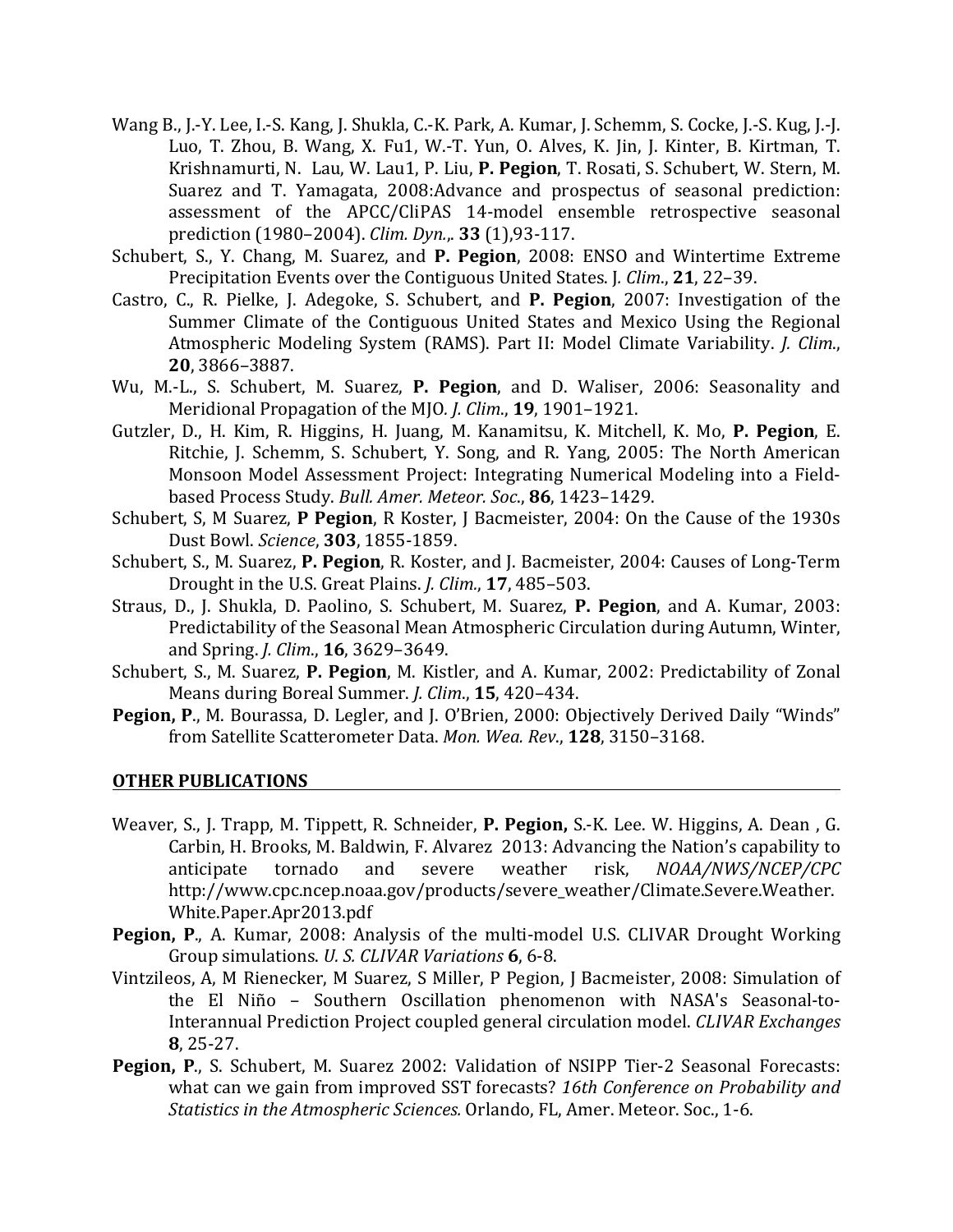Wang B., J.-Y. Lee, I.-S. Kang, J. Shukla, C.-K. Park, A. Kumar, J. Schemm, S. Cocke, J.-S. Kug, J.-J. Luo, T. Zhou, B. Wang, X. Fu1, W.-T. Yun, O. Alves, K. Jin, J. Kinter, B. Kirtman, T. Krishnamurti, N. Lau, W. Lau1, P. Liu, **P. Pegion**, T. Rosati, S. Schubert, W. Stern, M. Suarez and T. Yamagata, 2008:Advance and prospectus of seasonal prediction: assessment of the APCC/CliPAS 14-model ensemble retrospective seasonal prediction (1980–2004). *Clim. Dyn.*,. **33** (1),93-117.

Schubert, S., Y. Chang, M. Suarez, and **P. Pegion**, 2008: ENSO and Wintertime Extreme Precipitation Events over the Contiguous United States. J*. Clim*., **21**, 22–39.

Castro, C., R. Pielke, J. Adegoke, S. Schubert, and **P. Pegion**, 2007: Investigation of the Summer Climate of the Contiguous United States and Mexico Using the Regional Atmospheric Modeling System (RAMS). Part II: Model Climate Variability. *J. Clim*., **20**, 3866–3887.

Wu, M.-L., S. Schubert, M. Suarez, **P. Pegion**, and D. Waliser, 2006: Seasonality and Meridional Propagation of the MJO. *J. Clim*., **19**, 1901–1921.

Gutzler, D., H. Kim, R. Higgins, H. Juang, M. Kanamitsu, K. Mitchell, K. Mo, **P. Pegion**, E. Ritchie, J. Schemm, S. Schubert, Y. Song, and R. Yang, 2005: The North American Monsoon Model Assessment Project: Integrating Numerical Modeling into a Field-based Process Study. *Bull. Amer. Meteor. Soc*., **86**, 1423–1429.

Schubert, S, M Suarez, **P Pegion**, R Koster, J Bacmeister, 2004: On the Cause of the 1930s Dust Bowl. *Science*, **303**, 1855-1859.

Schubert, S., M. Suarez, **P. Pegion**, R. Koster, and J. Bacmeister, 2004: Causes of Long-Term Drought in the U.S. Great Plains. *J. Clim*., **17**, 485–503.

Straus, D., J. Shukla, D. Paolino, S. Schubert, M. Suarez, **P. Pegion**, and A. Kumar, 2003: Predictability of the Seasonal Mean Atmospheric Circulation during Autumn, Winter, and Spring. *J. Clim*., **16**, 3629–3649.

Schubert, S., M. Suarez, **P. Pegion**, M. Kistler, and A. Kumar, 2002: Predictability of Zonal Means during Boreal Summer. *J. Clim*., **15**, 420–434.

**Pegion, P**., M. Bourassa, D. Legler, and J. O'Brien, 2000: Objectively Derived Daily "Winds" from Satellite Scatterometer Data. *Mon. Wea. Rev*., **128**, 3150–3168.

## OTHER PUBLICATIONS

Weaver, S., J. Trapp, M. Tippett, R. Schneider, **P. Pegion,** S.-K. Lee. W. Higgins, A. Dean , G. Carbin, H. Brooks, M. Baldwin, F. Alvarez 2013: Advancing the Nation's capability to anticipate tornado and severe weather risk, *NOAA/NWS/NCEP/CPC* http://www.cpc.ncep.noaa.gov/products/severe_weather/Climate.Severe.Weather.White.Paper.Apr2013.pdf

**Pegion, P**., A. Kumar, 2008: Analysis of the multi-model U.S. CLIVAR Drought Working Group simulations. *U. S. CLIVAR Variations* **6**, 6-8.

Vintzileos, A, M Rienecker, M Suarez, S Miller, P Pegion, J Bacmeister, 2008: Simulation of the El Niño – Southern Oscillation phenomenon with NASA's Seasonal-to-Interannual Prediction Project coupled general circulation model. *CLIVAR Exchanges* **8**, 25-27.

**Pegion, P**., S. Schubert, M. Suarez 2002: Validation of NSIPP Tier-2 Seasonal Forecasts: what can we gain from improved SST forecasts? *16th Conference on Probability and Statistics in the Atmospheric Sciences.* Orlando, FL, Amer. Meteor. Soc., 1-6.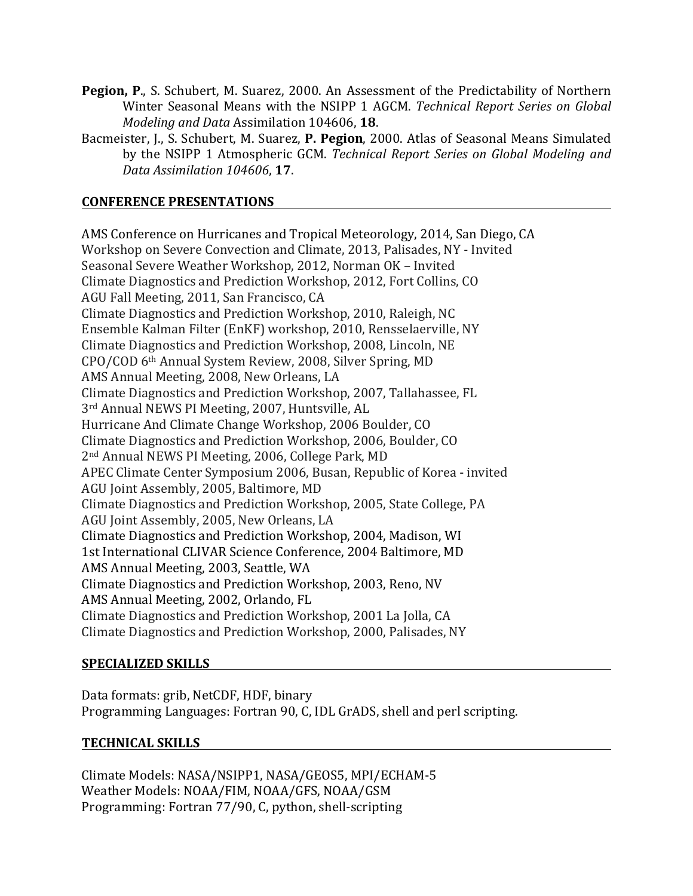**Pegion, P**., S. Schubert, M. Suarez, 2000. An Assessment of the Predictability of Northern Winter Seasonal Means with the NSIPP 1 AGCM. *Technical Report Series on Global Modeling and Data* Assimilation 104606, **18**.

Bacmeister, J., S. Schubert, M. Suarez, **P. Pegion**, 2000. Atlas of Seasonal Means Simulated by the NSIPP 1 Atmospheric GCM. *Technical Report Series on Global Modeling and Data Assimilation 104606*, **17**.

## CONFERENCE PRESENTATIONS

AMS Conference on Hurricanes and Tropical Meteorology, 2014, San Diego, CA
Workshop on Severe Convection and Climate, 2013, Palisades, NY - Invited
Seasonal Severe Weather Workshop, 2012, Norman OK – Invited
Climate Diagnostics and Prediction Workshop, 2012, Fort Collins, CO
AGU Fall Meeting, 2011, San Francisco, CA
Climate Diagnostics and Prediction Workshop, 2010, Raleigh, NC
Ensemble Kalman Filter (EnKF) workshop, 2010, Rensselaerville, NY
Climate Diagnostics and Prediction Workshop, 2008, Lincoln, NE
CPO/COD 6th Annual System Review, 2008, Silver Spring, MD
AMS Annual Meeting, 2008, New Orleans, LA
Climate Diagnostics and Prediction Workshop, 2007, Tallahassee, FL
3rd Annual NEWS PI Meeting, 2007, Huntsville, AL
Hurricane And Climate Change Workshop, 2006 Boulder, CO
Climate Diagnostics and Prediction Workshop, 2006, Boulder, CO
2nd Annual NEWS PI Meeting, 2006, College Park, MD
APEC Climate Center Symposium 2006, Busan, Republic of Korea - invited
AGU Joint Assembly, 2005, Baltimore, MD
Climate Diagnostics and Prediction Workshop, 2005, State College, PA
AGU Joint Assembly, 2005, New Orleans, LA
Climate Diagnostics and Prediction Workshop, 2004, Madison, WI
1st International CLIVAR Science Conference, 2004 Baltimore, MD
AMS Annual Meeting, 2003, Seattle, WA
Climate Diagnostics and Prediction Workshop, 2003, Reno, NV
AMS Annual Meeting, 2002, Orlando, FL
Climate Diagnostics and Prediction Workshop, 2001 La Jolla, CA
Climate Diagnostics and Prediction Workshop, 2000, Palisades, NY

## SPECIALIZED SKILLS

Data formats: grib, NetCDF, HDF, binary
Programming Languages: Fortran 90, C, IDL GrADS, shell and perl scripting.

## TECHNICAL SKILLS

Climate Models: NASA/NSIPP1, NASA/GEOS5, MPI/ECHAM-5
Weather Models: NOAA/FIM, NOAA/GFS, NOAA/GSM
Programming: Fortran 77/90, C, python, shell-scripting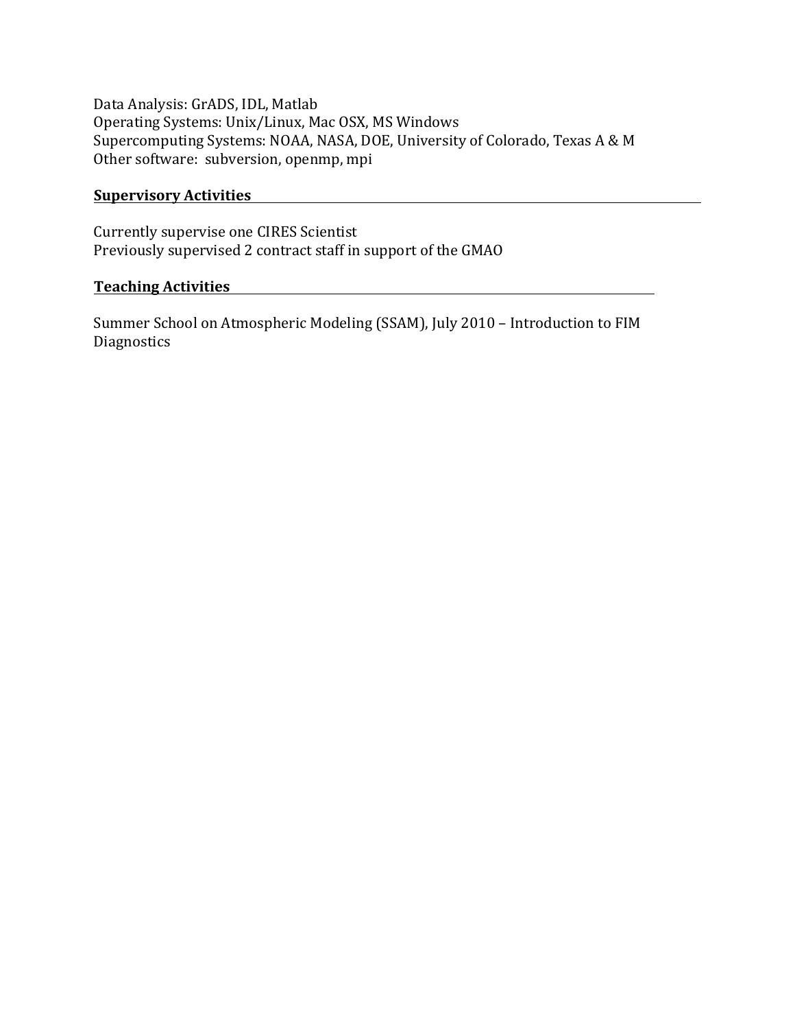Data Analysis: GrADS, IDL, Matlab
Operating Systems: Unix/Linux, Mac OSX, MS Windows
Supercomputing Systems: NOAA, NASA, DOE, University of Colorado, Texas A & M
Other software: subversion, openmp, mpi

## Supervisory Activities

Currently supervise one CIRES Scientist
Previously supervised 2 contract staff in support of the GMAO

## Teaching Activities

Summer School on Atmospheric Modeling (SSAM), July 2010 – Introduction to FIM Diagnostics